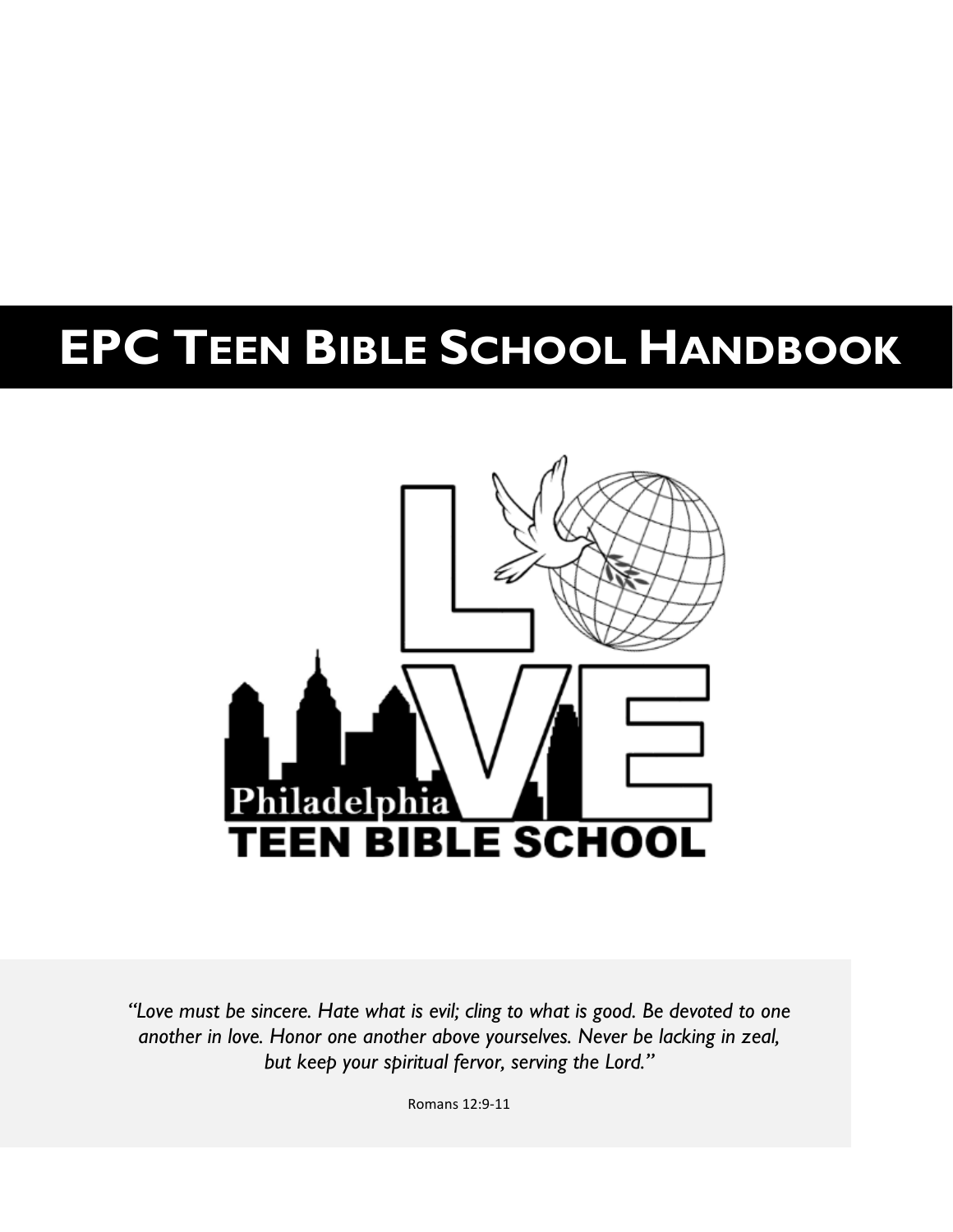# EPC Teen Bible School Handbook

Philadelphia

TEEN BIBLE SCHOOL

*"Love must be sincere. Hate what is evil; cling to what is good. Be devoted to one another in love. Honor one another above yourselves. Never be lacking in zeal, but keep your spiritual fervor, serving the Lord."*

Romans 12:9-11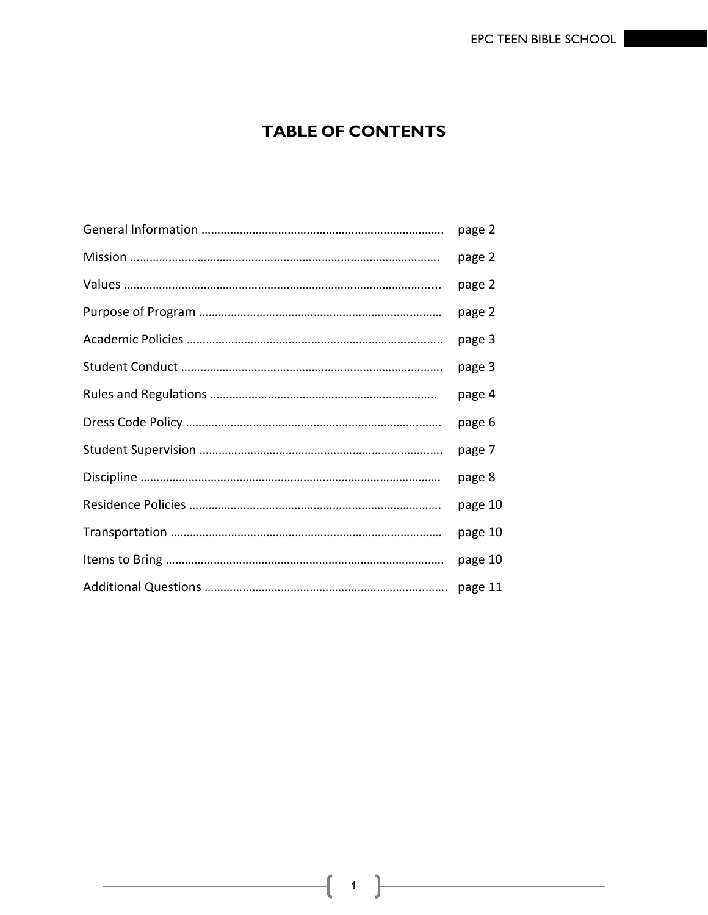# TABLE OF CONTENTS

| Section | Page |
|---|---|
| General Information | page 2 |
| Mission | page 2 |
| Values | page 2 |
| Purpose of Program | page 2 |
| Academic Policies | page 3 |
| Student Conduct | page 3 |
| Rules and Regulations | page 4 |
| Dress Code Policy | page 6 |
| Student Supervision | page 7 |
| Discipline | page 8 |
| Residence Policies | page 10 |
| Transportation | page 10 |
| Items to Bring | page 10 |
| Additional Questions | page 11 |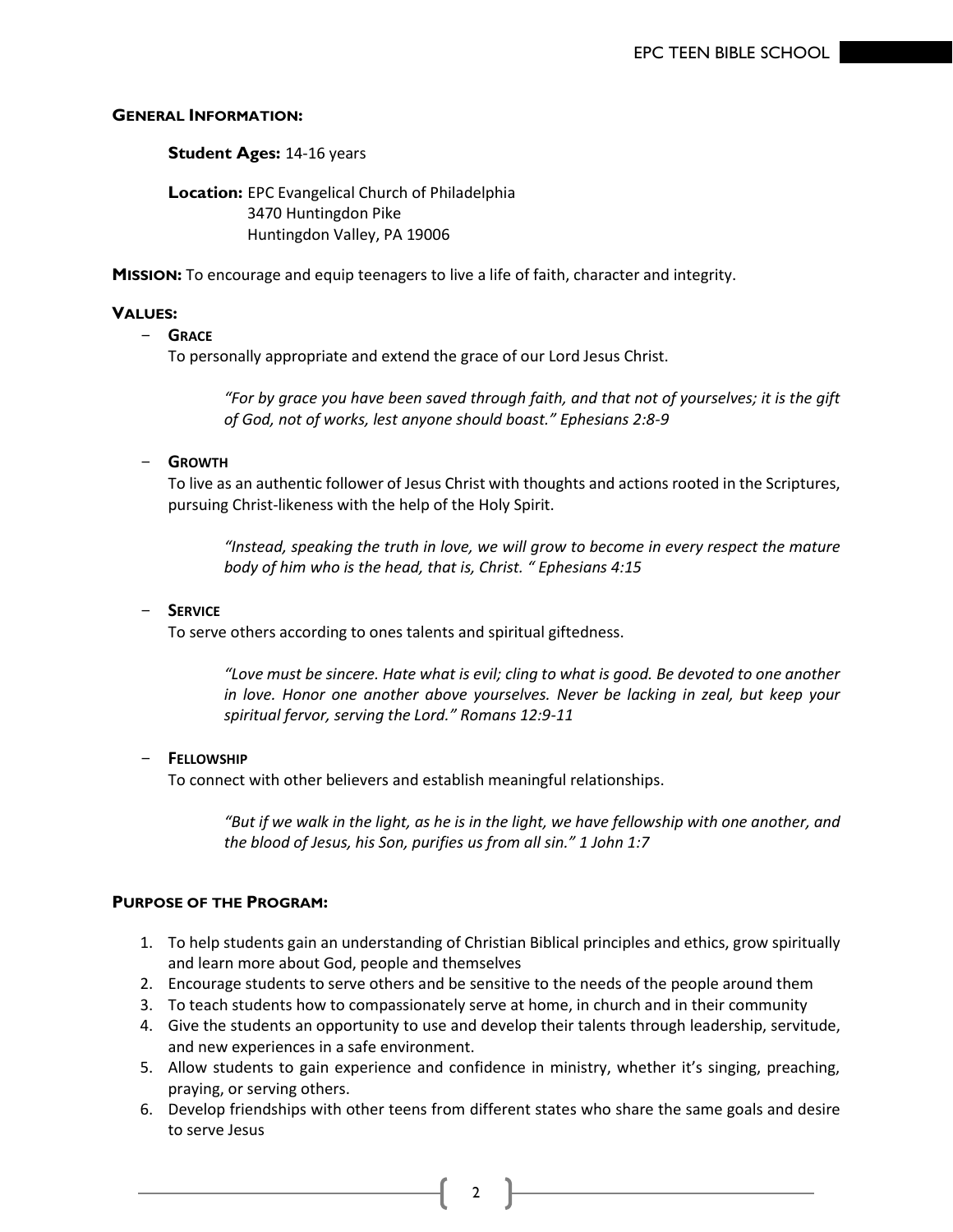## General Information:

**Student Ages:** 14-16 years

**Location:** EPC Evangelical Church of Philadelphia
3470 Huntingdon Pike
Huntingdon Valley, PA 19006

**Mission:** To encourage and equip teenagers to live a life of faith, character and integrity.

## Values:

- **Grace**
  To personally appropriate and extend the grace of our Lord Jesus Christ.

  > *"For by grace you have been saved through faith, and that not of yourselves; it is the gift of God, not of works, lest anyone should boast." Ephesians 2:8-9*

- **Growth**
  To live as an authentic follower of Jesus Christ with thoughts and actions rooted in the Scriptures, pursuing Christ-likeness with the help of the Holy Spirit.

  > *"Instead, speaking the truth in love, we will grow to become in every respect the mature body of him who is the head, that is, Christ. " Ephesians 4:15*

- **Service**
  To serve others according to ones talents and spiritual giftedness.

  > *"Love must be sincere. Hate what is evil; cling to what is good. Be devoted to one another in love. Honor one another above yourselves. Never be lacking in zeal, but keep your spiritual fervor, serving the Lord." Romans 12:9-11*

- **Fellowship**
  To connect with other believers and establish meaningful relationships.

  > *"But if we walk in the light, as he is in the light, we have fellowship with one another, and the blood of Jesus, his Son, purifies us from all sin." 1 John 1:7*

## Purpose of the Program:

1. To help students gain an understanding of Christian Biblical principles and ethics, grow spiritually and learn more about God, people and themselves
2. Encourage students to serve others and be sensitive to the needs of the people around them
3. To teach students how to compassionately serve at home, in church and in their community
4. Give the students an opportunity to use and develop their talents through leadership, servitude, and new experiences in a safe environment.
5. Allow students to gain experience and confidence in ministry, whether it's singing, preaching, praying, or serving others.
6. Develop friendships with other teens from different states who share the same goals and desire to serve Jesus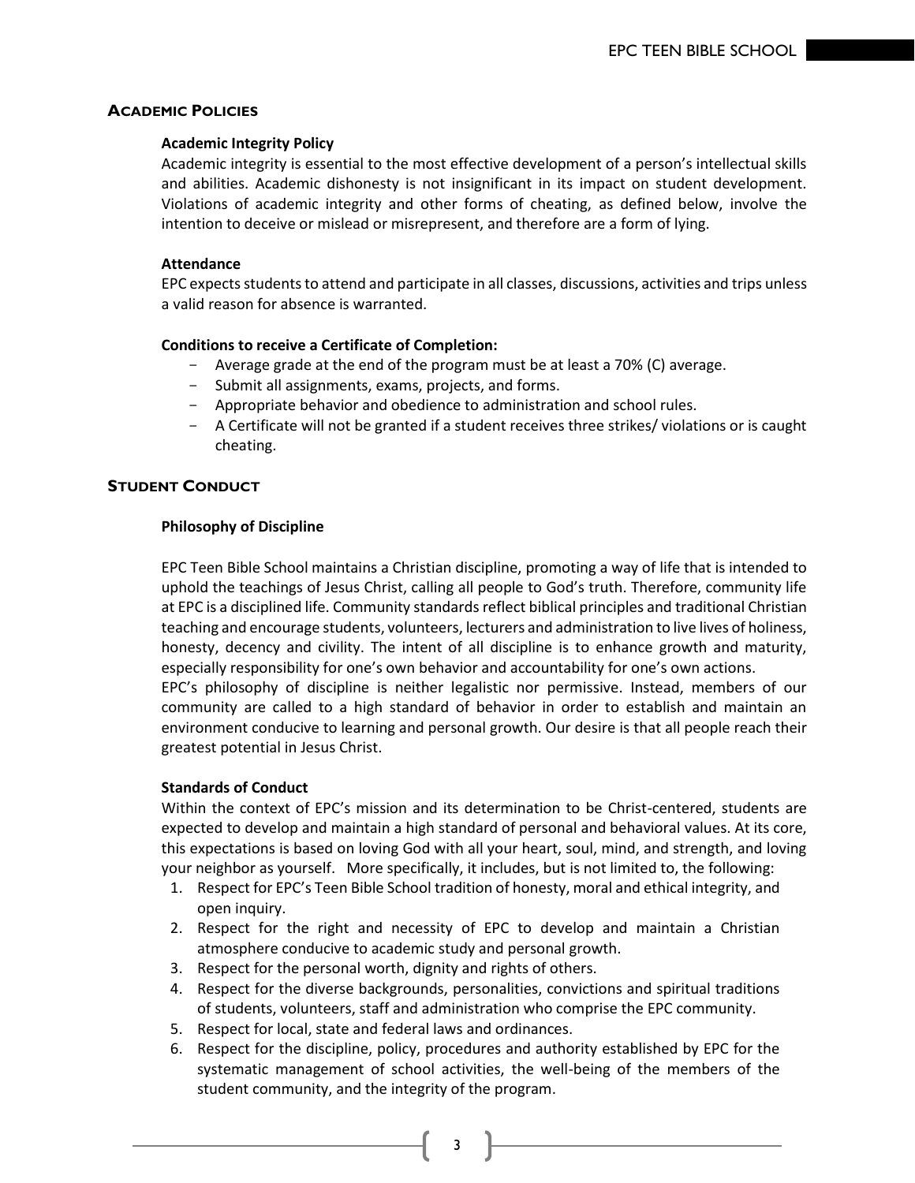## Academic Policies

### Academic Integrity Policy

Academic integrity is essential to the most effective development of a person's intellectual skills and abilities. Academic dishonesty is not insignificant in its impact on student development. Violations of academic integrity and other forms of cheating, as defined below, involve the intention to deceive or mislead or misrepresent, and therefore are a form of lying.

### Attendance

EPC expects students to attend and participate in all classes, discussions, activities and trips unless a valid reason for absence is warranted.

### Conditions to receive a Certificate of Completion:

- Average grade at the end of the program must be at least a 70% (C) average.
- Submit all assignments, exams, projects, and forms.
- Appropriate behavior and obedience to administration and school rules.
- A Certificate will not be granted if a student receives three strikes/ violations or is caught cheating.

## Student Conduct

### Philosophy of Discipline

EPC Teen Bible School maintains a Christian discipline, promoting a way of life that is intended to uphold the teachings of Jesus Christ, calling all people to God's truth. Therefore, community life at EPC is a disciplined life. Community standards reflect biblical principles and traditional Christian teaching and encourage students, volunteers, lecturers and administration to live lives of holiness, honesty, decency and civility. The intent of all discipline is to enhance growth and maturity, especially responsibility for one's own behavior and accountability for one's own actions.

EPC's philosophy of discipline is neither legalistic nor permissive. Instead, members of our community are called to a high standard of behavior in order to establish and maintain an environment conducive to learning and personal growth. Our desire is that all people reach their greatest potential in Jesus Christ.

### Standards of Conduct

Within the context of EPC's mission and its determination to be Christ-centered, students are expected to develop and maintain a high standard of personal and behavioral values. At its core, this expectations is based on loving God with all your heart, soul, mind, and strength, and loving your neighbor as yourself. More specifically, it includes, but is not limited to, the following:

1. Respect for EPC's Teen Bible School tradition of honesty, moral and ethical integrity, and open inquiry.
2. Respect for the right and necessity of EPC to develop and maintain a Christian atmosphere conducive to academic study and personal growth.
3. Respect for the personal worth, dignity and rights of others.
4. Respect for the diverse backgrounds, personalities, convictions and spiritual traditions of students, volunteers, staff and administration who comprise the EPC community.
5. Respect for local, state and federal laws and ordinances.
6. Respect for the discipline, policy, procedures and authority established by EPC for the systematic management of school activities, the well-being of the members of the student community, and the integrity of the program.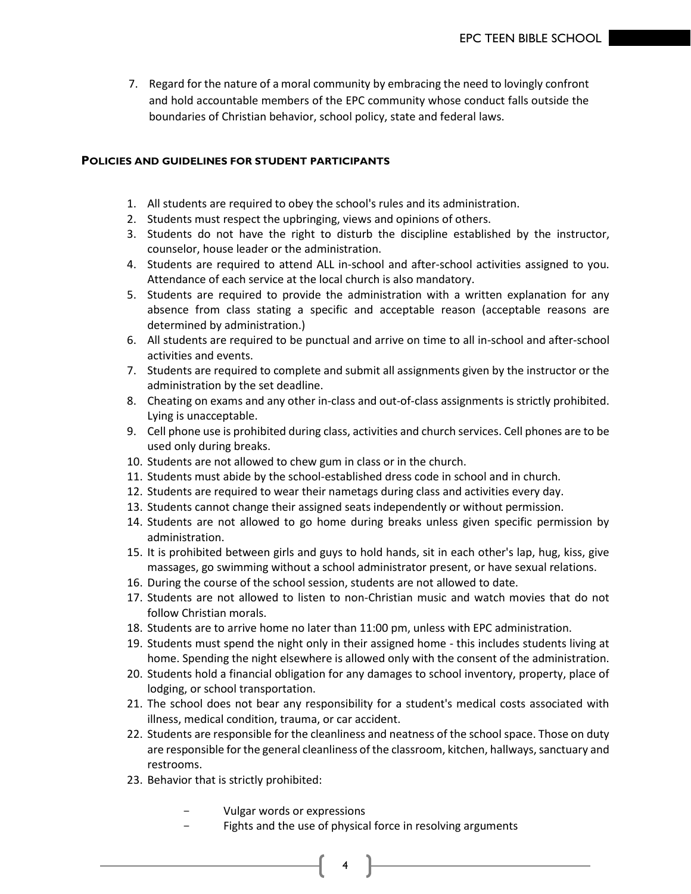7. Regard for the nature of a moral community by embracing the need to lovingly confront and hold accountable members of the EPC community whose conduct falls outside the boundaries of Christian behavior, school policy, state and federal laws.

### POLICIES AND GUIDELINES FOR STUDENT PARTICIPANTS

1. All students are required to obey the school's rules and its administration.
2. Students must respect the upbringing, views and opinions of others.
3. Students do not have the right to disturb the discipline established by the instructor, counselor, house leader or the administration.
4. Students are required to attend ALL in-school and after-school activities assigned to you. Attendance of each service at the local church is also mandatory.
5. Students are required to provide the administration with a written explanation for any absence from class stating a specific and acceptable reason (acceptable reasons are determined by administration.)
6. All students are required to be punctual and arrive on time to all in-school and after-school activities and events.
7. Students are required to complete and submit all assignments given by the instructor or the administration by the set deadline.
8. Cheating on exams and any other in-class and out-of-class assignments is strictly prohibited. Lying is unacceptable.
9. Cell phone use is prohibited during class, activities and church services. Cell phones are to be used only during breaks.
10. Students are not allowed to chew gum in class or in the church.
11. Students must abide by the school-established dress code in school and in church.
12. Students are required to wear their nametags during class and activities every day.
13. Students cannot change their assigned seats independently or without permission.
14. Students are not allowed to go home during breaks unless given specific permission by administration.
15. It is prohibited between girls and guys to hold hands, sit in each other's lap, hug, kiss, give massages, go swimming without a school administrator present, or have sexual relations.
16. During the course of the school session, students are not allowed to date.
17. Students are not allowed to listen to non-Christian music and watch movies that do not follow Christian morals.
18. Students are to arrive home no later than 11:00 pm, unless with EPC administration.
19. Students must spend the night only in their assigned home - this includes students living at home. Spending the night elsewhere is allowed only with the consent of the administration.
20. Students hold a financial obligation for any damages to school inventory, property, place of lodging, or school transportation.
21. The school does not bear any responsibility for a student's medical costs associated with illness, medical condition, trauma, or car accident.
22. Students are responsible for the cleanliness and neatness of the school space. Those on duty are responsible for the general cleanliness of the classroom, kitchen, hallways, sanctuary and restrooms.
23. Behavior that is strictly prohibited:
    - Vulgar words or expressions
    - Fights and the use of physical force in resolving arguments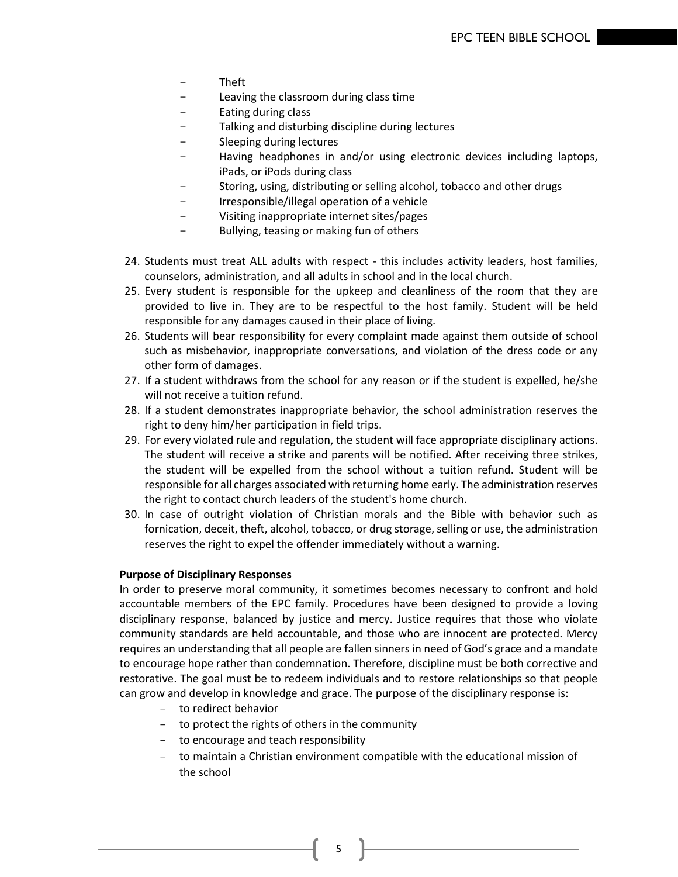- Theft
- Leaving the classroom during class time
- Eating during class
- Talking and disturbing discipline during lectures
- Sleeping during lectures
- Having headphones in and/or using electronic devices including laptops, iPads, or iPods during class
- Storing, using, distributing or selling alcohol, tobacco and other drugs
- Irresponsible/illegal operation of a vehicle
- Visiting inappropriate internet sites/pages
- Bullying, teasing or making fun of others

24. Students must treat ALL adults with respect - this includes activity leaders, host families, counselors, administration, and all adults in school and in the local church.
25. Every student is responsible for the upkeep and cleanliness of the room that they are provided to live in. They are to be respectful to the host family. Student will be held responsible for any damages caused in their place of living.
26. Students will bear responsibility for every complaint made against them outside of school such as misbehavior, inappropriate conversations, and violation of the dress code or any other form of damages.
27. If a student withdraws from the school for any reason or if the student is expelled, he/she will not receive a tuition refund.
28. If a student demonstrates inappropriate behavior, the school administration reserves the right to deny him/her participation in field trips.
29. For every violated rule and regulation, the student will face appropriate disciplinary actions. The student will receive a strike and parents will be notified. After receiving three strikes, the student will be expelled from the school without a tuition refund. Student will be responsible for all charges associated with returning home early. The administration reserves the right to contact church leaders of the student's home church.
30. In case of outright violation of Christian morals and the Bible with behavior such as fornication, deceit, theft, alcohol, tobacco, or drug storage, selling or use, the administration reserves the right to expel the offender immediately without a warning.

**Purpose of Disciplinary Responses**

In order to preserve moral community, it sometimes becomes necessary to confront and hold accountable members of the EPC family. Procedures have been designed to provide a loving disciplinary response, balanced by justice and mercy. Justice requires that those who violate community standards are held accountable, and those who are innocent are protected. Mercy requires an understanding that all people are fallen sinners in need of God's grace and a mandate to encourage hope rather than condemnation. Therefore, discipline must be both corrective and restorative. The goal must be to redeem individuals and to restore relationships so that people can grow and develop in knowledge and grace. The purpose of the disciplinary response is:

- to redirect behavior
- to protect the rights of others in the community
- to encourage and teach responsibility
- to maintain a Christian environment compatible with the educational mission of the school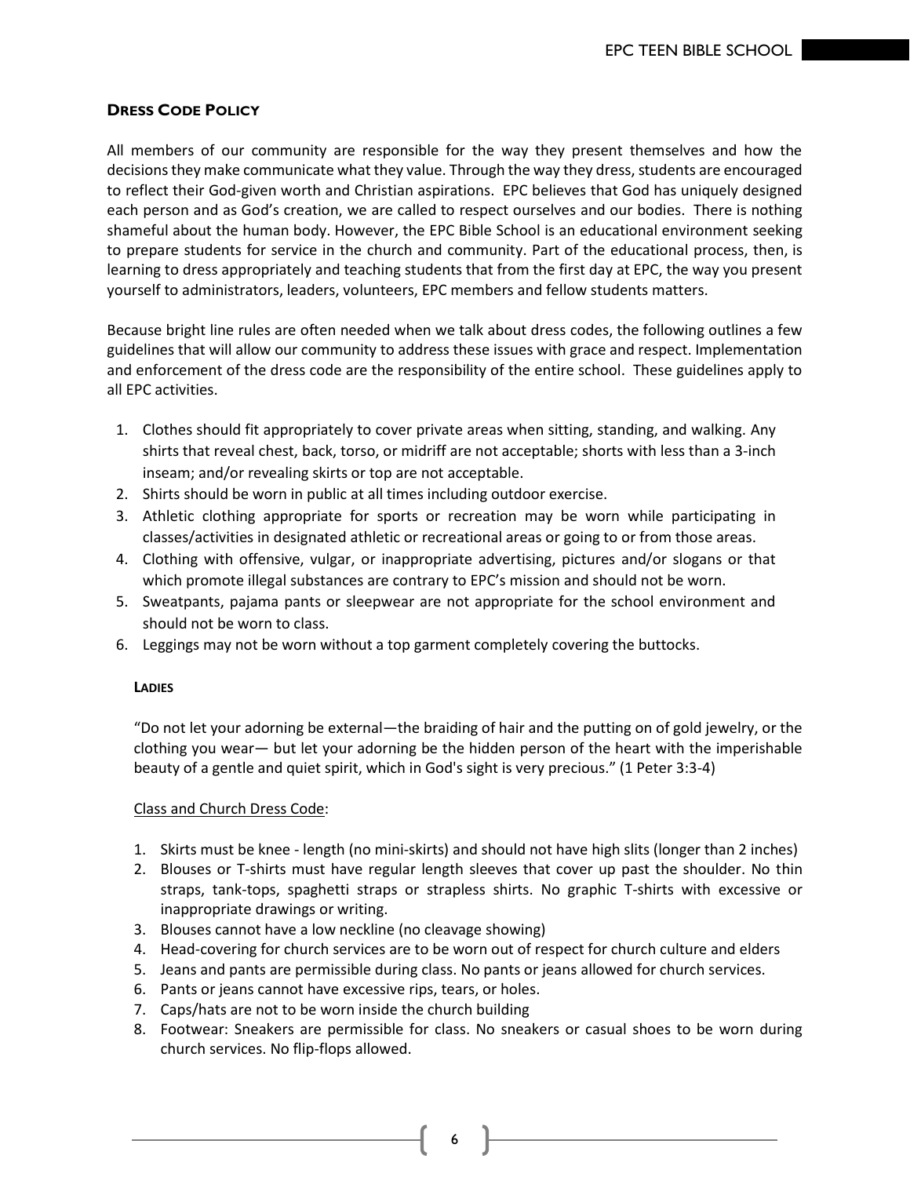## DRESS CODE POLICY

All members of our community are responsible for the way they present themselves and how the decisions they make communicate what they value. Through the way they dress, students are encouraged to reflect their God-given worth and Christian aspirations. EPC believes that God has uniquely designed each person and as God's creation, we are called to respect ourselves and our bodies. There is nothing shameful about the human body. However, the EPC Bible School is an educational environment seeking to prepare students for service in the church and community. Part of the educational process, then, is learning to dress appropriately and teaching students that from the first day at EPC, the way you present yourself to administrators, leaders, volunteers, EPC members and fellow students matters.

Because bright line rules are often needed when we talk about dress codes, the following outlines a few guidelines that will allow our community to address these issues with grace and respect. Implementation and enforcement of the dress code are the responsibility of the entire school. These guidelines apply to all EPC activities.

1. Clothes should fit appropriately to cover private areas when sitting, standing, and walking. Any shirts that reveal chest, back, torso, or midriff are not acceptable; shorts with less than a 3-inch inseam; and/or revealing skirts or top are not acceptable.
2. Shirts should be worn in public at all times including outdoor exercise.
3. Athletic clothing appropriate for sports or recreation may be worn while participating in classes/activities in designated athletic or recreational areas or going to or from those areas.
4. Clothing with offensive, vulgar, or inappropriate advertising, pictures and/or slogans or that which promote illegal substances are contrary to EPC's mission and should not be worn.
5. Sweatpants, pajama pants or sleepwear are not appropriate for the school environment and should not be worn to class.
6. Leggings may not be worn without a top garment completely covering the buttocks.

### LADIES

"Do not let your adorning be external—the braiding of hair and the putting on of gold jewelry, or the clothing you wear— but let your adorning be the hidden person of the heart with the imperishable beauty of a gentle and quiet spirit, which in God's sight is very precious." (1 Peter 3:3-4)

Class and Church Dress Code:

1. Skirts must be knee - length (no mini-skirts) and should not have high slits (longer than 2 inches)
2. Blouses or T-shirts must have regular length sleeves that cover up past the shoulder. No thin straps, tank-tops, spaghetti straps or strapless shirts. No graphic T-shirts with excessive or inappropriate drawings or writing.
3. Blouses cannot have a low neckline (no cleavage showing)
4. Head-covering for church services are to be worn out of respect for church culture and elders
5. Jeans and pants are permissible during class. No pants or jeans allowed for church services.
6. Pants or jeans cannot have excessive rips, tears, or holes.
7. Caps/hats are not to be worn inside the church building
8. Footwear: Sneakers are permissible for class. No sneakers or casual shoes to be worn during church services. No flip-flops allowed.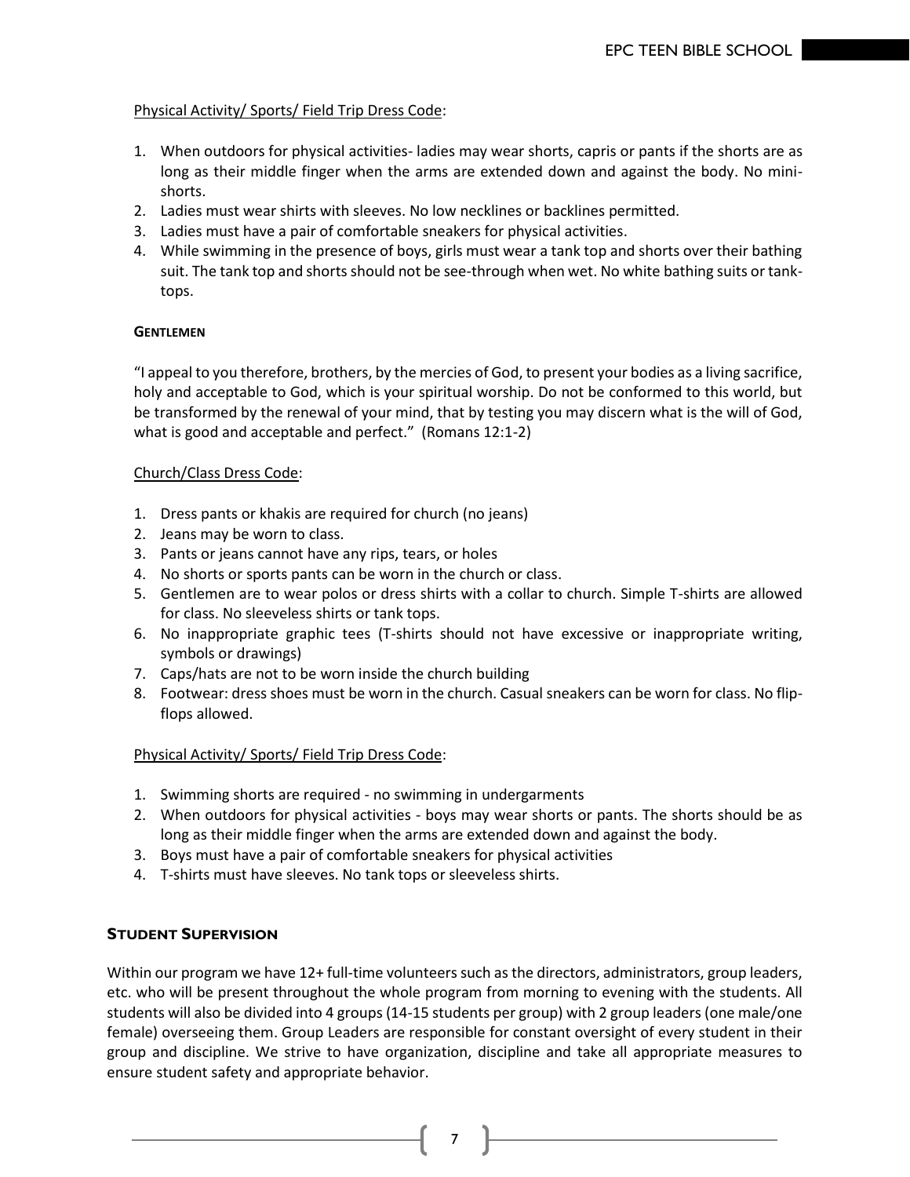<u>Physical Activity/ Sports/ Field Trip Dress Code</u>:

1. When outdoors for physical activities- ladies may wear shorts, capris or pants if the shorts are as long as their middle finger when the arms are extended down and against the body. No mini-shorts.
2. Ladies must wear shirts with sleeves. No low necklines or backlines permitted.
3. Ladies must have a pair of comfortable sneakers for physical activities.
4. While swimming in the presence of boys, girls must wear a tank top and shorts over their bathing suit. The tank top and shorts should not be see-through when wet. No white bathing suits or tank-tops.

#### GENTLEMEN

"I appeal to you therefore, brothers, by the mercies of God, to present your bodies as a living sacrifice, holy and acceptable to God, which is your spiritual worship. Do not be conformed to this world, but be transformed by the renewal of your mind, that by testing you may discern what is the will of God, what is good and acceptable and perfect." (Romans 12:1-2)

<u>Church/Class Dress Code</u>:

1. Dress pants or khakis are required for church (no jeans)
2. Jeans may be worn to class.
3. Pants or jeans cannot have any rips, tears, or holes
4. No shorts or sports pants can be worn in the church or class.
5. Gentlemen are to wear polos or dress shirts with a collar to church. Simple T-shirts are allowed for class. No sleeveless shirts or tank tops.
6. No inappropriate graphic tees (T-shirts should not have excessive or inappropriate writing, symbols or drawings)
7. Caps/hats are not to be worn inside the church building
8. Footwear: dress shoes must be worn in the church. Casual sneakers can be worn for class. No flip-flops allowed.

<u>Physical Activity/ Sports/ Field Trip Dress Code</u>:

1. Swimming shorts are required - no swimming in undergarments
2. When outdoors for physical activities - boys may wear shorts or pants. The shorts should be as long as their middle finger when the arms are extended down and against the body.
3. Boys must have a pair of comfortable sneakers for physical activities
4. T-shirts must have sleeves. No tank tops or sleeveless shirts.

### STUDENT SUPERVISION

Within our program we have 12+ full-time volunteers such as the directors, administrators, group leaders, etc. who will be present throughout the whole program from morning to evening with the students. All students will also be divided into 4 groups (14-15 students per group) with 2 group leaders (one male/one female) overseeing them. Group Leaders are responsible for constant oversight of every student in their group and discipline. We strive to have organization, discipline and take all appropriate measures to ensure student safety and appropriate behavior.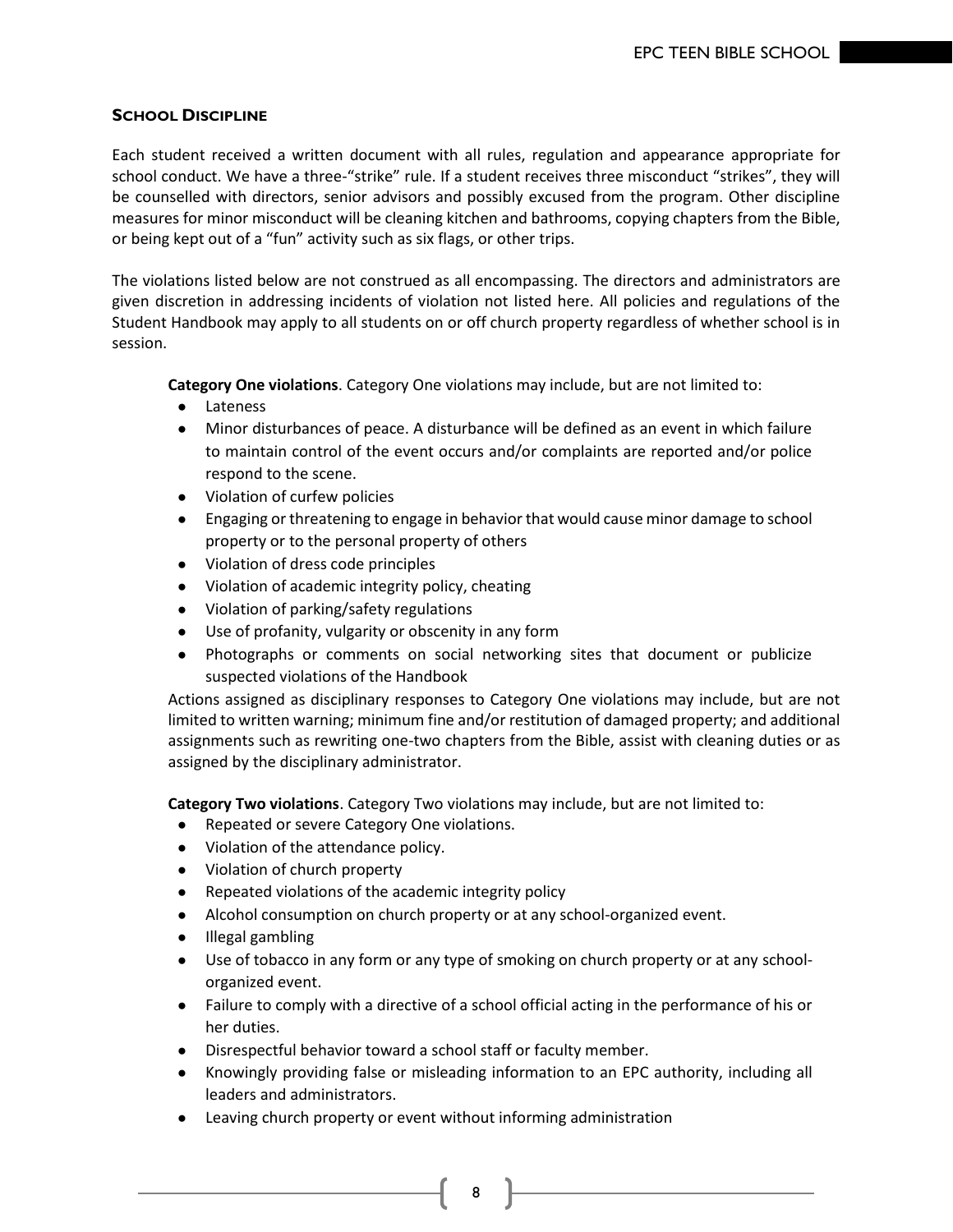## School Discipline

Each student received a written document with all rules, regulation and appearance appropriate for school conduct. We have a three-"strike" rule. If a student receives three misconduct "strikes", they will be counselled with directors, senior advisors and possibly excused from the program. Other discipline measures for minor misconduct will be cleaning kitchen and bathrooms, copying chapters from the Bible, or being kept out of a "fun" activity such as six flags, or other trips.

The violations listed below are not construed as all encompassing. The directors and administrators are given discretion in addressing incidents of violation not listed here. All policies and regulations of the Student Handbook may apply to all students on or off church property regardless of whether school is in session.

**Category One violations**. Category One violations may include, but are not limited to:

- Lateness
- Minor disturbances of peace. A disturbance will be defined as an event in which failure to maintain control of the event occurs and/or complaints are reported and/or police respond to the scene.
- Violation of curfew policies
- Engaging or threatening to engage in behavior that would cause minor damage to school property or to the personal property of others
- Violation of dress code principles
- Violation of academic integrity policy, cheating
- Violation of parking/safety regulations
- Use of profanity, vulgarity or obscenity in any form
- Photographs or comments on social networking sites that document or publicize suspected violations of the Handbook

Actions assigned as disciplinary responses to Category One violations may include, but are not limited to written warning; minimum fine and/or restitution of damaged property; and additional assignments such as rewriting one-two chapters from the Bible, assist with cleaning duties or as assigned by the disciplinary administrator.

**Category Two violations**. Category Two violations may include, but are not limited to:

- Repeated or severe Category One violations.
- Violation of the attendance policy.
- Violation of church property
- Repeated violations of the academic integrity policy
- Alcohol consumption on church property or at any school-organized event.
- Illegal gambling
- Use of tobacco in any form or any type of smoking on church property or at any school-organized event.
- Failure to comply with a directive of a school official acting in the performance of his or her duties.
- Disrespectful behavior toward a school staff or faculty member.
- Knowingly providing false or misleading information to an EPC authority, including all leaders and administrators.
- Leaving church property or event without informing administration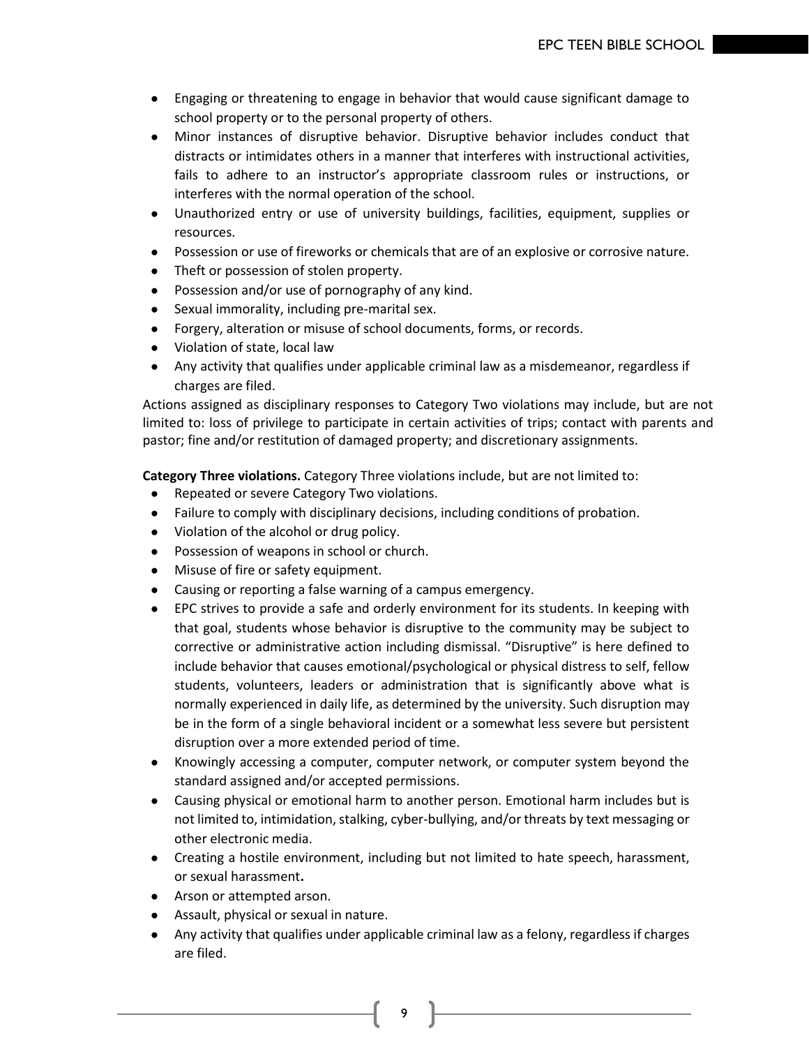- Engaging or threatening to engage in behavior that would cause significant damage to school property or to the personal property of others.
- Minor instances of disruptive behavior. Disruptive behavior includes conduct that distracts or intimidates others in a manner that interferes with instructional activities, fails to adhere to an instructor's appropriate classroom rules or instructions, or interferes with the normal operation of the school.
- Unauthorized entry or use of university buildings, facilities, equipment, supplies or resources.
- Possession or use of fireworks or chemicals that are of an explosive or corrosive nature.
- Theft or possession of stolen property.
- Possession and/or use of pornography of any kind.
- Sexual immorality, including pre-marital sex.
- Forgery, alteration or misuse of school documents, forms, or records.
- Violation of state, local law
- Any activity that qualifies under applicable criminal law as a misdemeanor, regardless if charges are filed.

Actions assigned as disciplinary responses to Category Two violations may include, but are not limited to: loss of privilege to participate in certain activities of trips; contact with parents and pastor; fine and/or restitution of damaged property; and discretionary assignments.

**Category Three violations.** Category Three violations include, but are not limited to:

- Repeated or severe Category Two violations.
- Failure to comply with disciplinary decisions, including conditions of probation.
- Violation of the alcohol or drug policy.
- Possession of weapons in school or church.
- Misuse of fire or safety equipment.
- Causing or reporting a false warning of a campus emergency.
- EPC strives to provide a safe and orderly environment for its students. In keeping with that goal, students whose behavior is disruptive to the community may be subject to corrective or administrative action including dismissal. "Disruptive" is here defined to include behavior that causes emotional/psychological or physical distress to self, fellow students, volunteers, leaders or administration that is significantly above what is normally experienced in daily life, as determined by the university. Such disruption may be in the form of a single behavioral incident or a somewhat less severe but persistent disruption over a more extended period of time.
- Knowingly accessing a computer, computer network, or computer system beyond the standard assigned and/or accepted permissions.
- Causing physical or emotional harm to another person. Emotional harm includes but is not limited to, intimidation, stalking, cyber-bullying, and/or threats by text messaging or other electronic media.
- Creating a hostile environment, including but not limited to hate speech, harassment, or sexual harassment**.**
- Arson or attempted arson.
- Assault, physical or sexual in nature.
- Any activity that qualifies under applicable criminal law as a felony, regardless if charges are filed.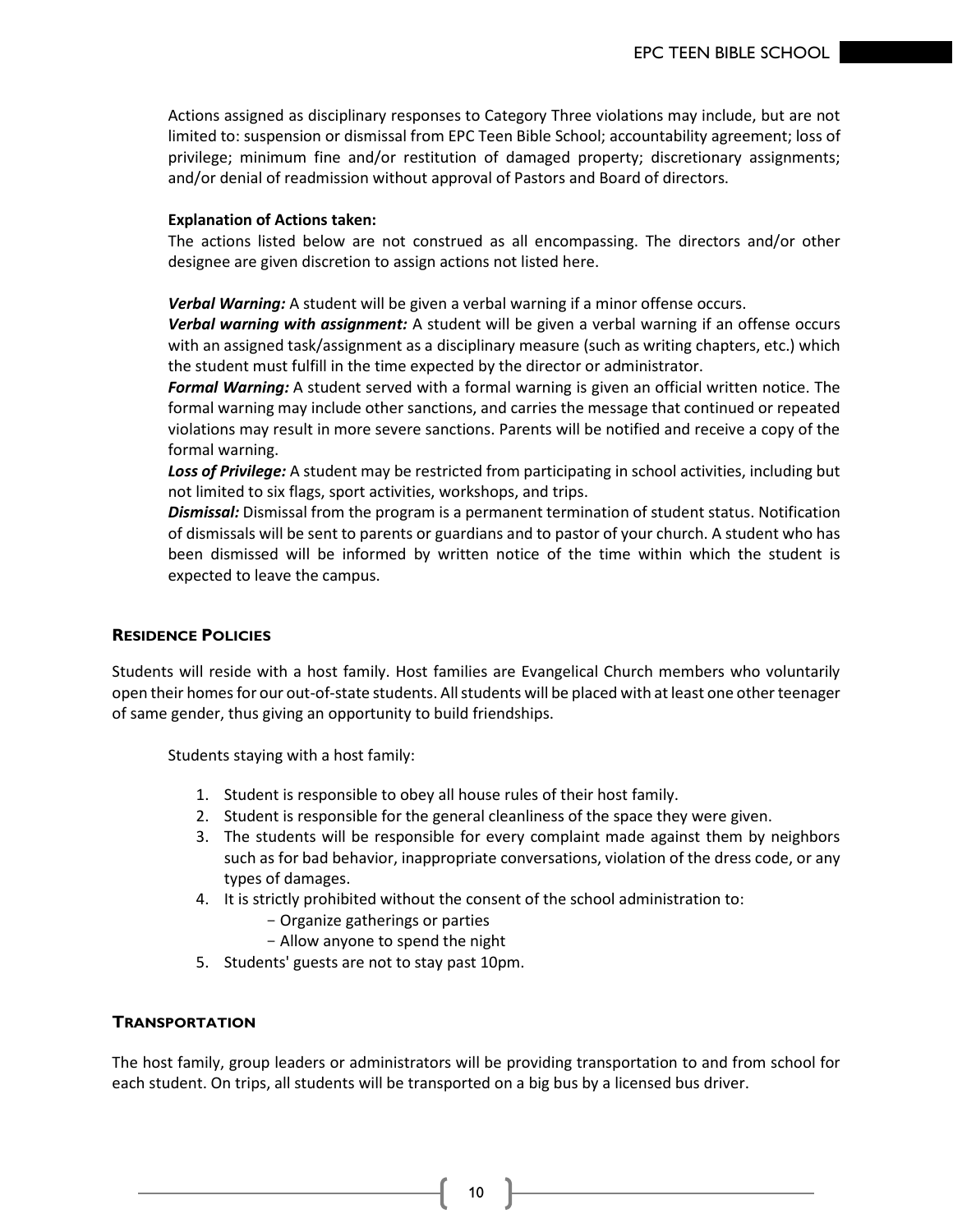Actions assigned as disciplinary responses to Category Three violations may include, but are not limited to: suspension or dismissal from EPC Teen Bible School; accountability agreement; loss of privilege; minimum fine and/or restitution of damaged property; discretionary assignments; and/or denial of readmission without approval of Pastors and Board of directors.

**Explanation of Actions taken:**

The actions listed below are not construed as all encompassing. The directors and/or other designee are given discretion to assign actions not listed here.

***Verbal Warning:*** A student will be given a verbal warning if a minor offense occurs.

***Verbal warning with assignment:*** A student will be given a verbal warning if an offense occurs with an assigned task/assignment as a disciplinary measure (such as writing chapters, etc.) which the student must fulfill in the time expected by the director or administrator.

***Formal Warning:*** A student served with a formal warning is given an official written notice. The formal warning may include other sanctions, and carries the message that continued or repeated violations may result in more severe sanctions. Parents will be notified and receive a copy of the formal warning.

***Loss of Privilege:*** A student may be restricted from participating in school activities, including but not limited to six flags, sport activities, workshops, and trips.

***Dismissal:*** Dismissal from the program is a permanent termination of student status. Notification of dismissals will be sent to parents or guardians and to pastor of your church. A student who has been dismissed will be informed by written notice of the time within which the student is expected to leave the campus.

## Residence Policies

Students will reside with a host family. Host families are Evangelical Church members who voluntarily open their homes for our out-of-state students. All students will be placed with at least one other teenager of same gender, thus giving an opportunity to build friendships.

Students staying with a host family:

1. Student is responsible to obey all house rules of their host family.
2. Student is responsible for the general cleanliness of the space they were given.
3. The students will be responsible for every complaint made against them by neighbors such as for bad behavior, inappropriate conversations, violation of the dress code, or any types of damages.
4. It is strictly prohibited without the consent of the school administration to:
    - Organize gatherings or parties
    - Allow anyone to spend the night
5. Students' guests are not to stay past 10pm.

## Transportation

The host family, group leaders or administrators will be providing transportation to and from school for each student. On trips, all students will be transported on a big bus by a licensed bus driver.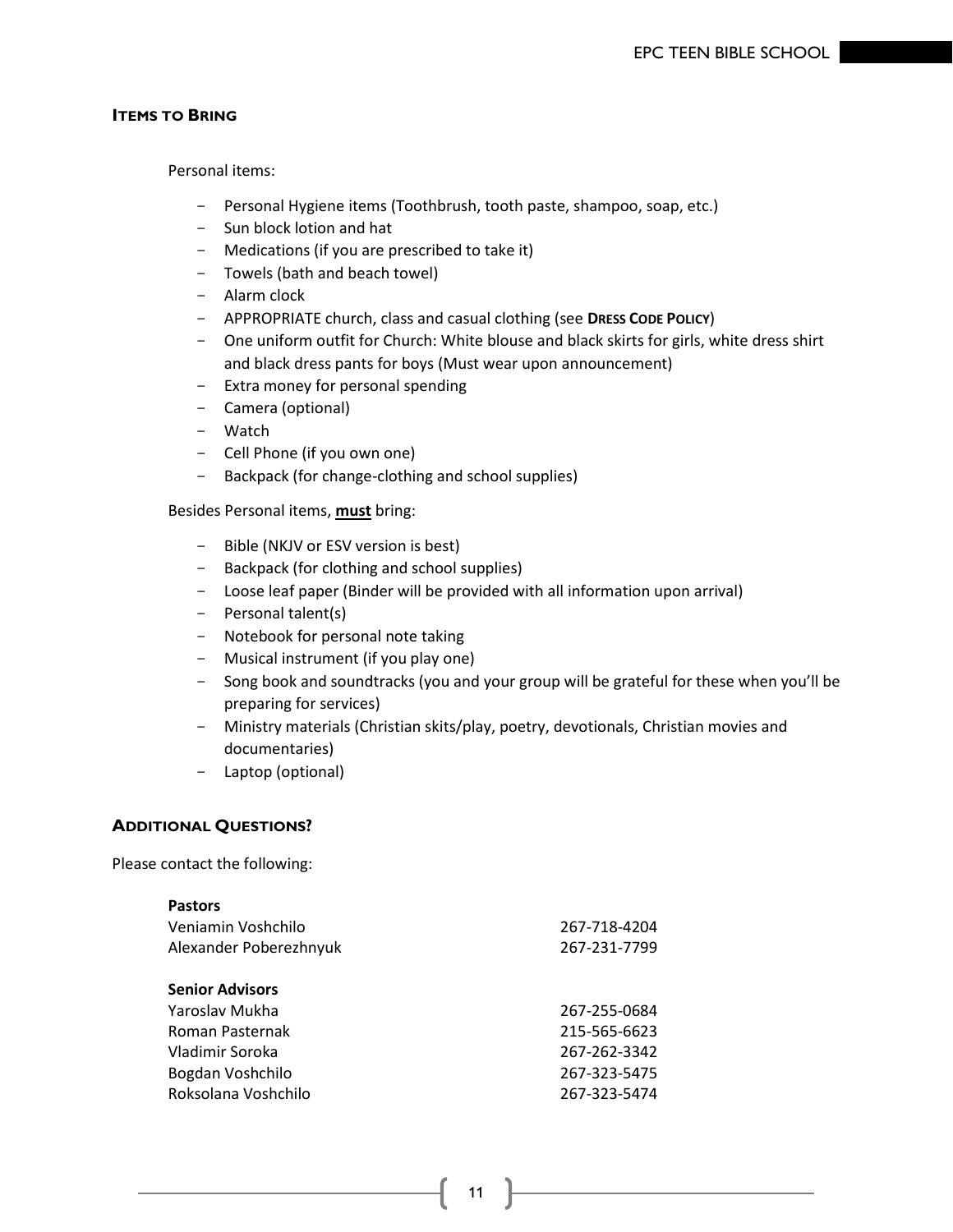## Items to Bring

Personal items:

- Personal Hygiene items (Toothbrush, tooth paste, shampoo, soap, etc.)
- Sun block lotion and hat
- Medications (if you are prescribed to take it)
- Towels (bath and beach towel)
- Alarm clock
- APPROPRIATE church, class and casual clothing (see **Dress Code Policy**)
- One uniform outfit for Church: White blouse and black skirts for girls, white dress shirt and black dress pants for boys (Must wear upon announcement)
- Extra money for personal spending
- Camera (optional)
- Watch
- Cell Phone (if you own one)
- Backpack (for change-clothing and school supplies)

Besides Personal items, **must** bring:

- Bible (NKJV or ESV version is best)
- Backpack (for clothing and school supplies)
- Loose leaf paper (Binder will be provided with all information upon arrival)
- Personal talent(s)
- Notebook for personal note taking
- Musical instrument (if you play one)
- Song book and soundtracks (you and your group will be grateful for these when you'll be preparing for services)
- Ministry materials (Christian skits/play, poetry, devotionals, Christian movies and documentaries)
- Laptop (optional)

## Additional Questions?

Please contact the following:

| | |
|---|---|
| **Pastors** | |
| Veniamin Voshchilo | 267-718-4204 |
| Alexander Poberezhnyuk | 267-231-7799 |
| | |
| **Senior Advisors** | |
| Yaroslav Mukha | 267-255-0684 |
| Roman Pasternak | 215-565-6623 |
| Vladimir Soroka | 267-262-3342 |
| Bogdan Voshchilo | 267-323-5475 |
| Roksolana Voshchilo | 267-323-5474 |